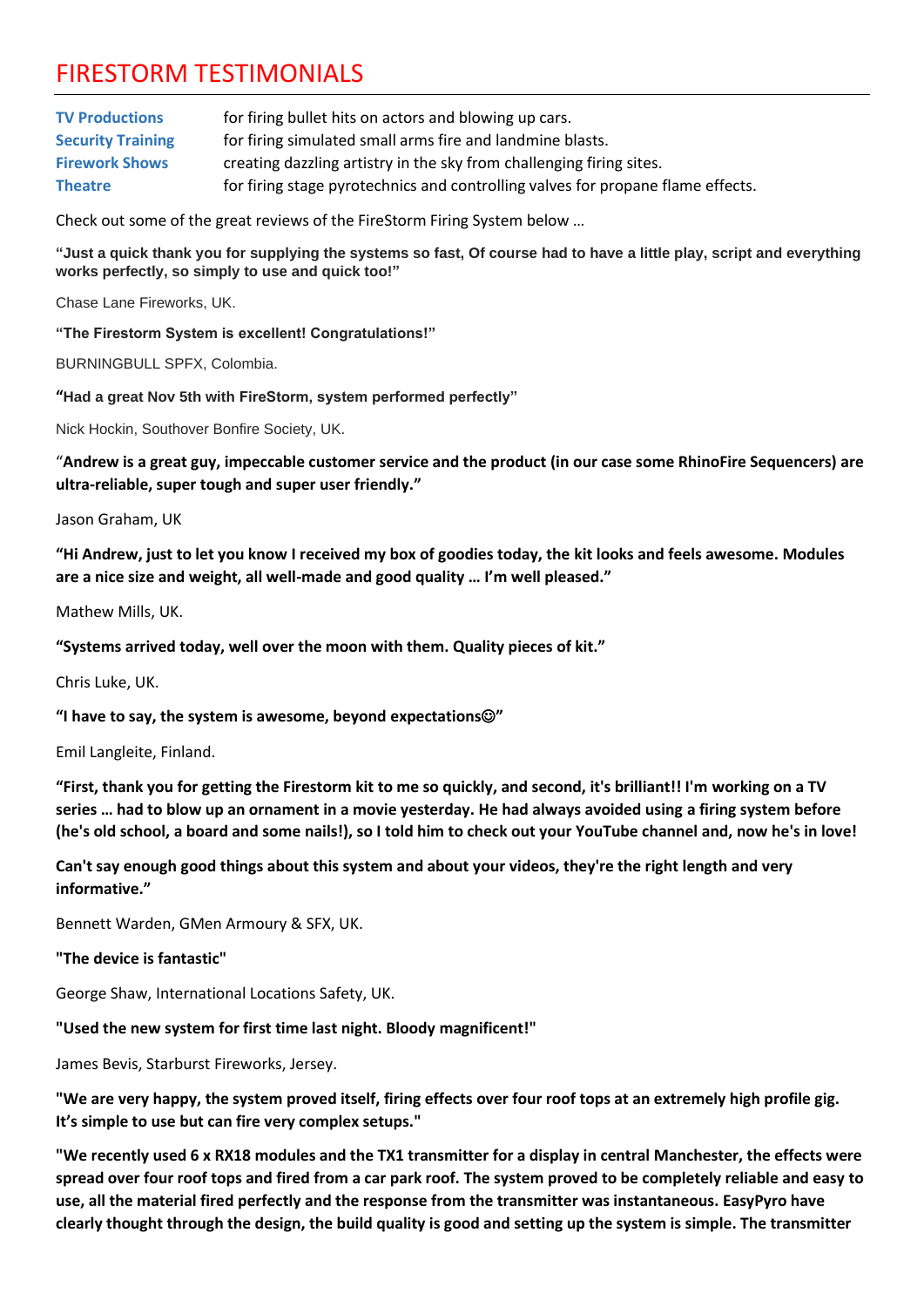# FIRESTORM TESTIMONIALS

| | |
|---|---|
| **TV Productions** | for firing bullet hits on actors and blowing up cars. |
| **Security Training** | for firing simulated small arms fire and landmine blasts. |
| **Firework Shows** | creating dazzling artistry in the sky from challenging firing sites. |
| **Theatre** | for firing stage pyrotechnics and controlling valves for propane flame effects. |

Check out some of the great reviews of the FireStorm Firing System below …

**"Just a quick thank you for supplying the systems so fast, Of course had to have a little play, script and everything works perfectly, so simply to use and quick too!"**

Chase Lane Fireworks, UK.

**"The Firestorm System is excellent! Congratulations!"**

BURNINGBULL SPFX, Colombia.

**"Had a great Nov 5th with FireStorm, system performed perfectly"**

Nick Hockin, Southover Bonfire Society, UK.

"**Andrew is a great guy, impeccable customer service and the product (in our case some RhinoFire Sequencers) are ultra-reliable, super tough and super user friendly."**

Jason Graham, UK

**"Hi Andrew, just to let you know I received my box of goodies today, the kit looks and feels awesome. Modules are a nice size and weight, all well-made and good quality … I'm well pleased."**

Mathew Mills, UK.

**"Systems arrived today, well over the moon with them. Quality pieces of kit."**

Chris Luke, UK.

**"I have to say, the system is awesome, beyond expectations☺"**

Emil Langleite, Finland.

**"First, thank you for getting the Firestorm kit to me so quickly, and second, it's brilliant!! I'm working on a TV series … had to blow up an ornament in a movie yesterday. He had always avoided using a firing system before (he's old school, a board and some nails!), so I told him to check out your YouTube channel and, now he's in love!**

**Can't say enough good things about this system and about your videos, they're the right length and very informative."**

Bennett Warden, GMen Armoury & SFX, UK.

**"The device is fantastic"**

George Shaw, International Locations Safety, UK.

**"Used the new system for first time last night. Bloody magnificent!"**

James Bevis, Starburst Fireworks, Jersey.

**"We are very happy, the system proved itself, firing effects over four roof tops at an extremely high profile gig. It's simple to use but can fire very complex setups."**

**"We recently used 6 x RX18 modules and the TX1 transmitter for a display in central Manchester, the effects were spread over four roof tops and fired from a car park roof. The system proved to be completely reliable and easy to use, all the material fired perfectly and the response from the transmitter was instantaneous. EasyPyro have clearly thought through the design, the build quality is good and setting up the system is simple. The transmitter**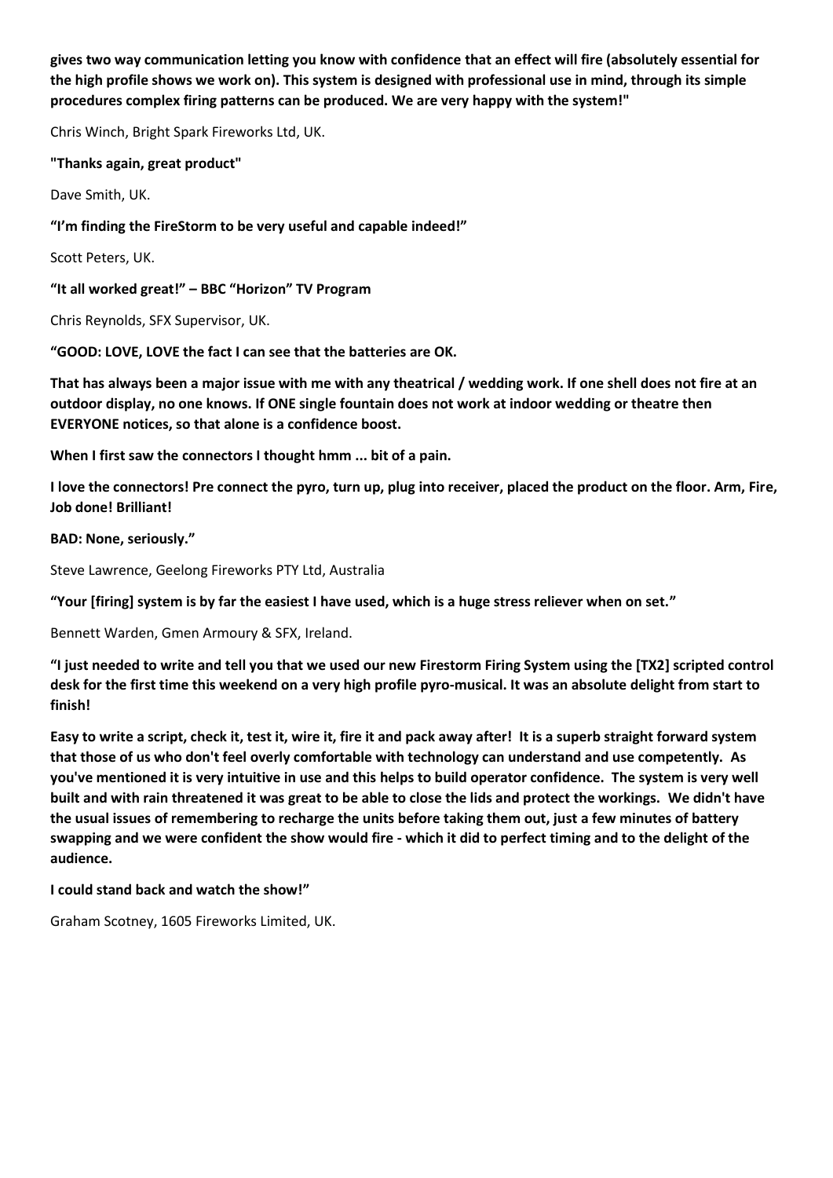**gives two way communication letting you know with confidence that an effect will fire (absolutely essential for the high profile shows we work on). This system is designed with professional use in mind, through its simple procedures complex firing patterns can be produced. We are very happy with the system!"**

Chris Winch, Bright Spark Fireworks Ltd, UK.

**"Thanks again, great product"**

Dave Smith, UK.

**"I'm finding the FireStorm to be very useful and capable indeed!"**

Scott Peters, UK.

**"It all worked great!" – BBC "Horizon" TV Program**

Chris Reynolds, SFX Supervisor, UK.

**"GOOD: LOVE, LOVE the fact I can see that the batteries are OK.**

**That has always been a major issue with me with any theatrical / wedding work. If one shell does not fire at an outdoor display, no one knows. If ONE single fountain does not work at indoor wedding or theatre then EVERYONE notices, so that alone is a confidence boost.**

**When I first saw the connectors I thought hmm ... bit of a pain.**

**I love the connectors! Pre connect the pyro, turn up, plug into receiver, placed the product on the floor. Arm, Fire, Job done! Brilliant!**

**BAD: None, seriously."**

Steve Lawrence, Geelong Fireworks PTY Ltd, Australia

**"Your [firing] system is by far the easiest I have used, which is a huge stress reliever when on set."**

Bennett Warden, Gmen Armoury & SFX, Ireland.

**"I just needed to write and tell you that we used our new Firestorm Firing System using the [TX2] scripted control desk for the first time this weekend on a very high profile pyro-musical. It was an absolute delight from start to finish!**

**Easy to write a script, check it, test it, wire it, fire it and pack away after! It is a superb straight forward system that those of us who don't feel overly comfortable with technology can understand and use competently. As you've mentioned it is very intuitive in use and this helps to build operator confidence. The system is very well built and with rain threatened it was great to be able to close the lids and protect the workings. We didn't have the usual issues of remembering to recharge the units before taking them out, just a few minutes of battery swapping and we were confident the show would fire - which it did to perfect timing and to the delight of the audience.**

**I could stand back and watch the show!"**

Graham Scotney, 1605 Fireworks Limited, UK.